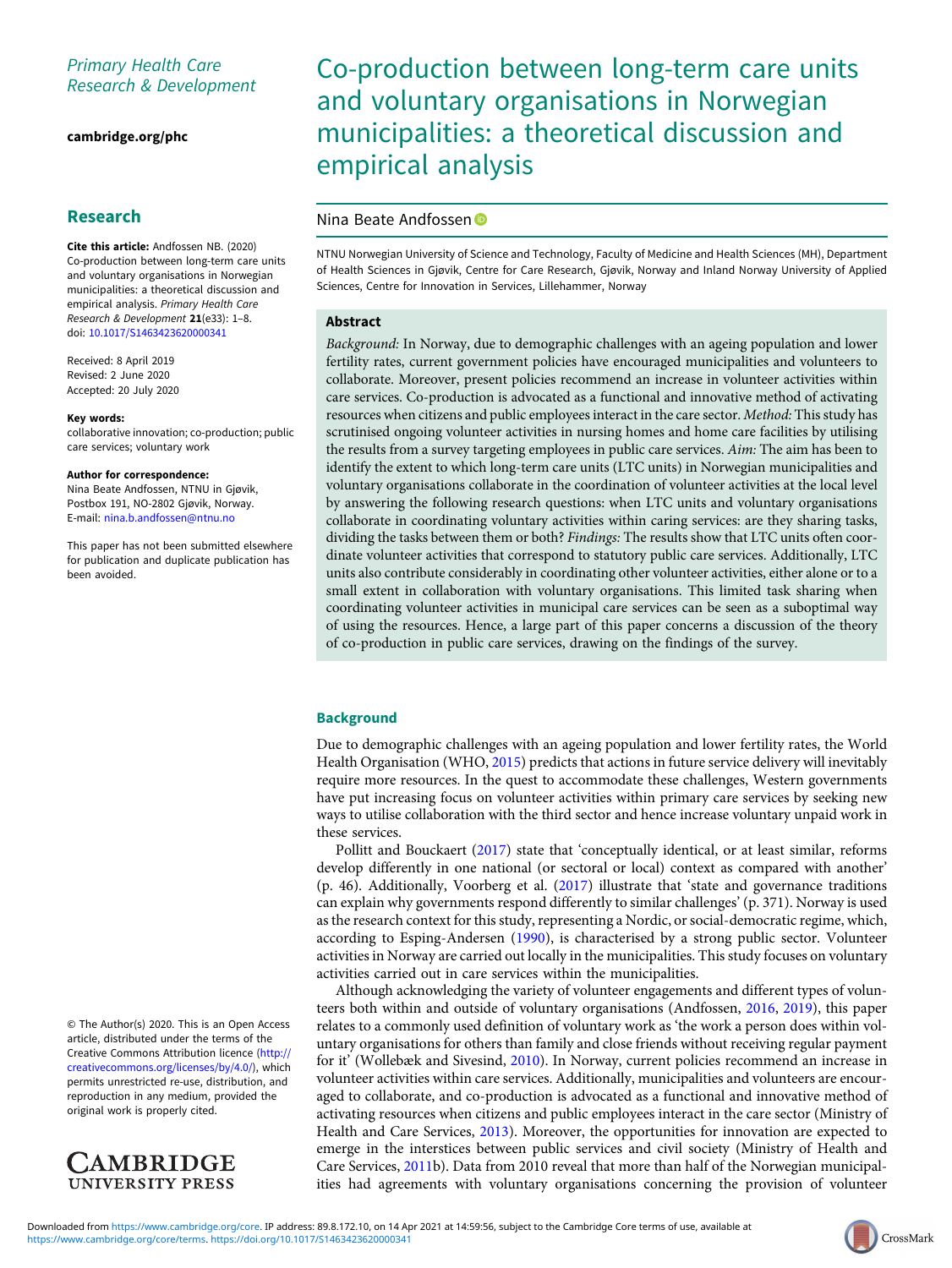Primary Health Care Research & Development

cambridge.org/phc

## Research

**Cite this article:** Andfossen NB. (2020) Co-production between long-term care units and voluntary organisations in Norwegian municipalities: a theoretical discussion and empirical analysis. *Primary Health Care Research & Development* **21**(e33): 1–8. doi: 10.1017/S1463423620000341

Received: 8 April 2019
Revised: 2 June 2020
Accepted: 20 July 2020

**Key words:**
collaborative innovation; co-production; public care services; voluntary work

**Author for correspondence:**
Nina Beate Andfossen, NTNU in Gjøvik, Postbox 191, NO-2802 Gjøvik, Norway.
E-mail: nina.b.andfossen@ntnu.no

This paper has not been submitted elsewhere for publication and duplicate publication has been avoided.

© The Author(s) 2020. This is an Open Access article, distributed under the terms of the Creative Commons Attribution licence (http://creativecommons.org/licenses/by/4.0/), which permits unre-stricted re-use, distribution, and reproduction in any medium, provided the original work is properly cited.

# Co-production between long-term care units and voluntary organisations in Norwegian municipalities: a theoretical discussion and empirical analysis

Nina Beate Andfossen

NTNU Norwegian University of Science and Technology, Faculty of Medicine and Health Sciences (MH), Department of Health Sciences in Gjøvik, Centre for Care Research, Gjøvik, Norway and Inland Norway University of Applied Sciences, Centre for Innovation in Services, Lillehammer, Norway

## Abstract

*Background:* In Norway, due to demographic challenges with an ageing population and lower fertility rates, current government policies have encouraged municipalities and volunteers to collaborate. Moreover, present policies recommend an increase in volunteer activities within care services. Co-production is advocated as a functional and innovative method of activating resources when citizens and public employees interact in the care sector. *Method:* This study has scrutinised ongoing volunteer activities in nursing homes and home care facilities by utilising the results from a survey targeting employees in public care services. *Aim:* The aim has been to identify the extent to which long-term care units (LTC units) in Norwegian municipalities and voluntary organisations collaborate in the coordination of volunteer activities at the local level by answering the following research questions: when LTC units and voluntary organisations collaborate in coordinating voluntary activities within caring services: are they sharing tasks, dividing the tasks between them or both? *Findings:* The results show that LTC units often coordinate volunteer activities that correspond to statutory public care services. Additionally, LTC units also contribute considerably in coordinating other volunteer activities, either alone or to a small extent in collaboration with voluntary organisations. This limited task sharing when coordinating volunteer activities in municipal care services can be seen as a suboptimal way of using the resources. Hence, a large part of this paper concerns a discussion of the theory of co-production in public care services, drawing on the findings of the survey.

## Background

Due to demographic challenges with an ageing population and lower fertility rates, the World Health Organisation (WHO, 2015) predicts that actions in future service delivery will inevitably require more resources. In the quest to accommodate these challenges, Western governments have put increasing focus on volunteer activities within primary care services by seeking new ways to utilise collaboration with the third sector and hence increase voluntary unpaid work in these services.

Pollitt and Bouckaert (2017) state that 'conceptually identical, or at least similar, reforms develop differently in one national (or sectoral or local) context as compared with another' (p. 46). Additionally, Voorberg et al. (2017) illustrate that 'state and governance traditions can explain why governments respond differently to similar challenges' (p. 371). Norway is used as the research context for this study, representing a Nordic, or social-democratic regime, which, according to Esping-Andersen (1990), is characterised by a strong public sector. Volunteer activities in Norway are carried out locally in the municipalities. This study focuses on voluntary activities carried out in care services within the municipalities.

Although acknowledging the variety of volunteer engagements and different types of volunteers both within and outside of voluntary organisations (Andfossen, 2016, 2019), this paper relates to a commonly used definition of voluntary work as 'the work a person does within voluntary organisations for others than family and close friends without receiving regular payment for it' (Wollebæk and Sivesind, 2010). In Norway, current policies recommend an increase in volunteer activities within care services. Additionally, municipalities and volunteers are encouraged to collaborate, and co-production is advocated as a functional and innovative method of activating resources when citizens and public employees interact in the care sector (Ministry of Health and Care Services, 2013). Moreover, the opportunities for innovation are expected to emerge in the interstices between public services and civil society (Ministry of Health and Care Services, 2011b). Data from 2010 reveal that more than half of the Norwegian municipalities had agreements with voluntary organisations concerning the provision of volunteer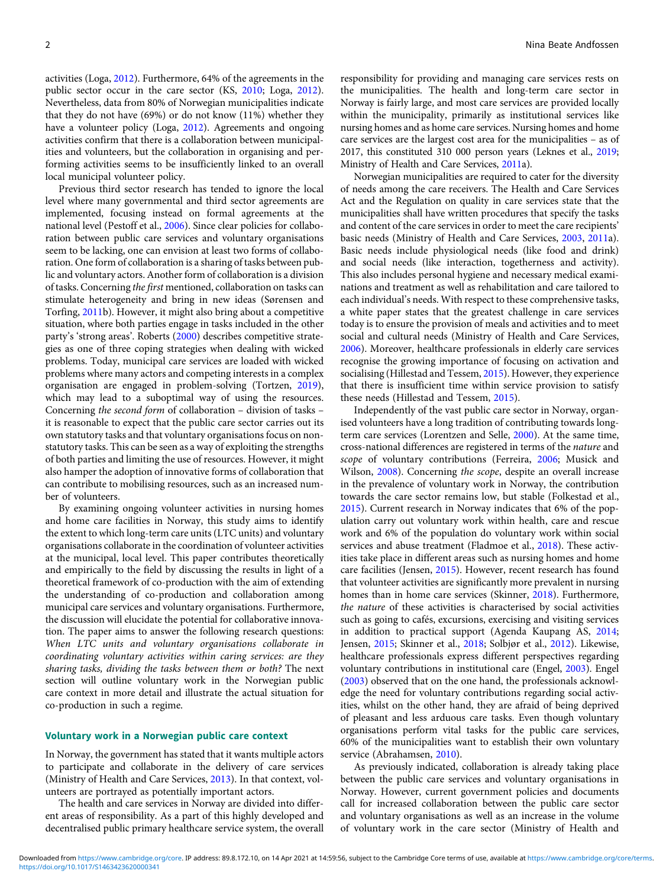activities (Loga, 2012). Furthermore, 64% of the agreements in the public sector occur in the care sector (KS, 2010; Loga, 2012). Nevertheless, data from 80% of Norwegian municipalities indicate that they do not have (69%) or do not know (11%) whether they have a volunteer policy (Loga, 2012). Agreements and ongoing activities confirm that there is a collaboration between municipalities and volunteers, but the collaboration in organising and performing activities seems to be insufficiently linked to an overall local municipal volunteer policy.

Previous third sector research has tended to ignore the local level where many governmental and third sector agreements are implemented, focusing instead on formal agreements at the national level (Pestoff et al., 2006). Since clear policies for collaboration between public care services and voluntary organisations seem to be lacking, one can envision at least two forms of collaboration. One form of collaboration is a sharing of tasks between public and voluntary actors. Another form of collaboration is a division of tasks. Concerning *the first* mentioned, collaboration on tasks can stimulate heterogeneity and bring in new ideas (Sørensen and Torfing, 2011b). However, it might also bring about a competitive situation, where both parties engage in tasks included in the other party's 'strong areas'. Roberts (2000) describes competitive strategies as one of three coping strategies when dealing with wicked problems. Today, municipal care services are loaded with wicked problems where many actors and competing interests in a complex organisation are engaged in problem-solving (Tortzen, 2019), which may lead to a suboptimal way of using the resources. Concerning *the second form* of collaboration – division of tasks – it is reasonable to expect that the public care sector carries out its own statutory tasks and that voluntary organisations focus on non-statutory tasks. This can be seen as a way of exploiting the strengths of both parties and limiting the use of resources. However, it might also hamper the adoption of innovative forms of collaboration that can contribute to mobilising resources, such as an increased number of volunteers.

By examining ongoing volunteer activities in nursing homes and home care facilities in Norway, this study aims to identify the extent to which long-term care units (LTC units) and voluntary organisations collaborate in the coordination of volunteer activities at the municipal, local level. This paper contributes theoretically and empirically to the field by discussing the results in light of a theoretical framework of co-production with the aim of extending the understanding of co-production and collaboration among municipal care services and voluntary organisations. Furthermore, the discussion will elucidate the potential for collaborative innovation. The paper aims to answer the following research questions: *When LTC units and voluntary organisations collaborate in coordinating voluntary activities within caring services: are they sharing tasks, dividing the tasks between them or both?* The next section will outline voluntary work in the Norwegian public care context in more detail and illustrate the actual situation for co-production in such a regime.

## Voluntary work in a Norwegian public care context

In Norway, the government has stated that it wants multiple actors to participate and collaborate in the delivery of care services (Ministry of Health and Care Services, 2013). In that context, volunteers are portrayed as potentially important actors.

The health and care services in Norway are divided into different areas of responsibility. As a part of this highly developed and decentralised public primary healthcare service system, the overall responsibility for providing and managing care services rests on the municipalities. The health and long-term care sector in Norway is fairly large, and most care services are provided locally within the municipality, primarily as institutional services like nursing homes and as home care services. Nursing homes and home care services are the largest cost area for the municipalities – as of 2017, this constituted 310 000 person years (Leknes et al., 2019; Ministry of Health and Care Services, 2011a).

Norwegian municipalities are required to cater for the diversity of needs among the care receivers. The Health and Care Services Act and the Regulation on quality in care services state that the municipalities shall have written procedures that specify the tasks and content of the care services in order to meet the care recipients' basic needs (Ministry of Health and Care Services, 2003, 2011a). Basic needs include physiological needs (like food and drink) and social needs (like interaction, togetherness and activity). This also includes personal hygiene and necessary medical examinations and treatment as well as rehabilitation and care tailored to each individual's needs. With respect to these comprehensive tasks, a white paper states that the greatest challenge in care services today is to ensure the provision of meals and activities and to meet social and cultural needs (Ministry of Health and Care Services, 2006). Moreover, healthcare professionals in elderly care services recognise the growing importance of focusing on activation and socialising (Hillestad and Tessem, 2015). However, they experience that there is insufficient time within service provision to satisfy these needs (Hillestad and Tessem, 2015).

Independently of the vast public care sector in Norway, organised volunteers have a long tradition of contributing towards long-term care services (Lorentzen and Selle, 2000). At the same time, cross-national differences are registered in terms of the *nature* and *scope* of voluntary contributions (Ferreira, 2006; Musick and Wilson, 2008). Concerning *the scope*, despite an overall increase in the prevalence of voluntary work in Norway, the contribution towards the care sector remains low, but stable (Folkestad et al., 2015). Current research in Norway indicates that 6% of the population carry out voluntary work within health, care and rescue work and 6% of the population do voluntary work within social services and abuse treatment (Fladmoe et al., 2018). These activities take place in different areas such as nursing homes and home care facilities (Jensen, 2015). However, recent research has found that volunteer activities are significantly more prevalent in nursing homes than in home care services (Skinner, 2018). Furthermore, *the nature* of these activities is characterised by social activities such as going to cafés, excursions, exercising and visiting services in addition to practical support (Agenda Kaupang AS, 2014; Jensen, 2015; Skinner et al., 2018; Solbjør et al., 2012). Likewise, healthcare professionals express different perspectives regarding voluntary contributions in institutional care (Engel, 2003). Engel (2003) observed that on the one hand, the professionals acknowledge the need for voluntary contributions regarding social activities, whilst on the other hand, they are afraid of being deprived of pleasant and less arduous care tasks. Even though voluntary organisations perform vital tasks for the public care services, 60% of the municipalities want to establish their own voluntary service (Abrahamsen, 2010).

As previously indicated, collaboration is already taking place between the public care services and voluntary organisations in Norway. However, current government policies and documents call for increased collaboration between the public care sector and voluntary organisations as well as an increase in the volume of voluntary work in the care sector (Ministry of Health and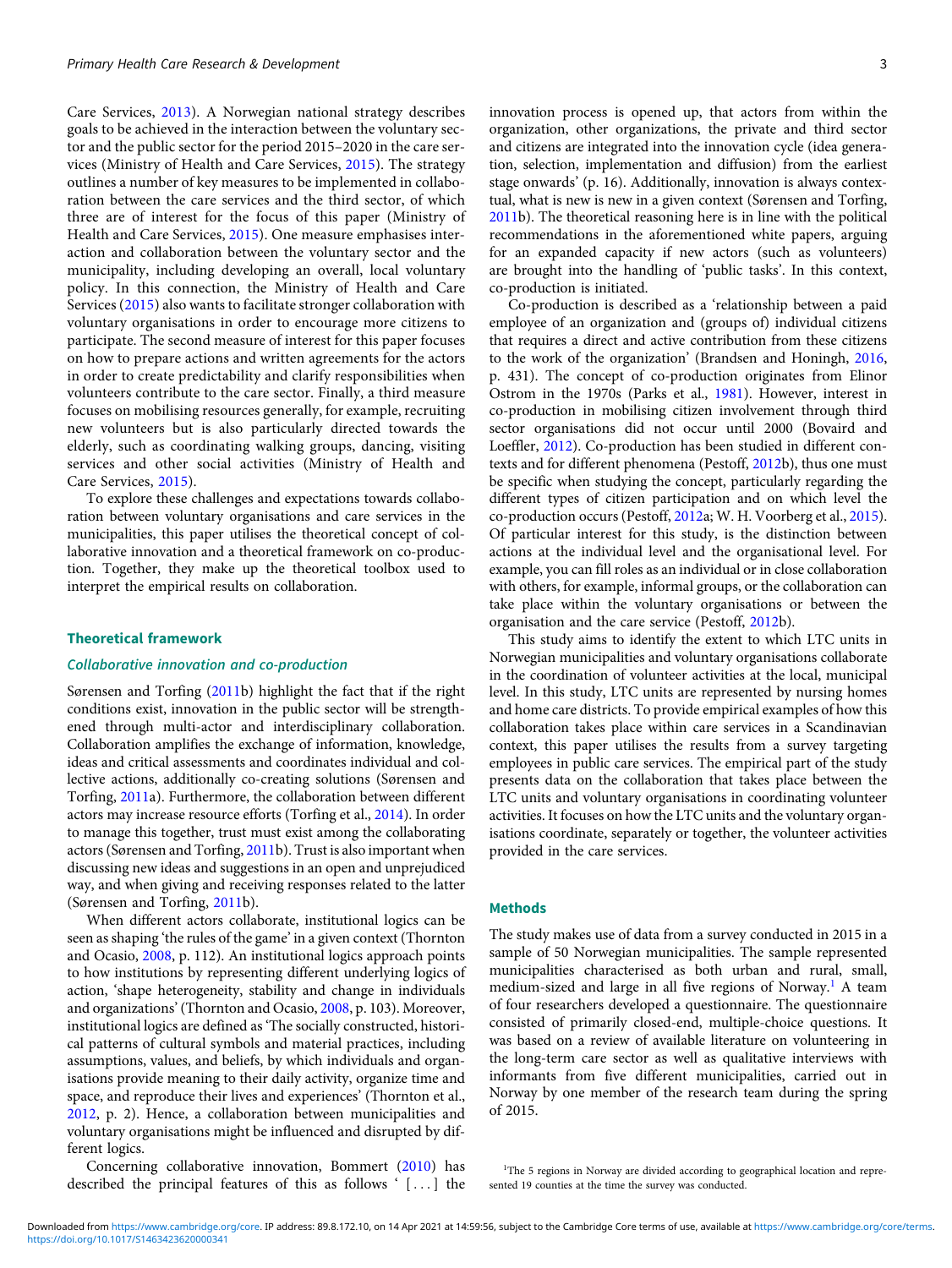Care Services, 2013). A Norwegian national strategy describes goals to be achieved in the interaction between the voluntary sector and the public sector for the period 2015–2020 in the care services (Ministry of Health and Care Services, 2015). The strategy outlines a number of key measures to be implemented in collaboration between the care services and the third sector, of which three are of interest for the focus of this paper (Ministry of Health and Care Services, 2015). One measure emphasises interaction and collaboration between the voluntary sector and the municipality, including developing an overall, local voluntary policy. In this connection, the Ministry of Health and Care Services (2015) also wants to facilitate stronger collaboration with voluntary organisations in order to encourage more citizens to participate. The second measure of interest for this paper focuses on how to prepare actions and written agreements for the actors in order to create predictability and clarify responsibilities when volunteers contribute to the care sector. Finally, a third measure focuses on mobilising resources generally, for example, recruiting new volunteers but is also particularly directed towards the elderly, such as coordinating walking groups, dancing, visiting services and other social activities (Ministry of Health and Care Services, 2015).

To explore these challenges and expectations towards collaboration between voluntary organisations and care services in the municipalities, this paper utilises the theoretical concept of collaborative innovation and a theoretical framework on co-production. Together, they make up the theoretical toolbox used to interpret the empirical results on collaboration.

## Theoretical framework

### Collaborative innovation and co-production

Sørensen and Torfing (2011b) highlight the fact that if the right conditions exist, innovation in the public sector will be strengthened through multi-actor and interdisciplinary collaboration. Collaboration amplifies the exchange of information, knowledge, ideas and critical assessments and coordinates individual and collective actions, additionally co-creating solutions (Sørensen and Torfing, 2011a). Furthermore, the collaboration between different actors may increase resource efforts (Torfing et al., 2014). In order to manage this together, trust must exist among the collaborating actors (Sørensen and Torfing, 2011b). Trust is also important when discussing new ideas and suggestions in an open and unprejudiced way, and when giving and receiving responses related to the latter (Sørensen and Torfing, 2011b).

When different actors collaborate, institutional logics can be seen as shaping 'the rules of the game' in a given context (Thornton and Ocasio, 2008, p. 112). An institutional logics approach points to how institutions by representing different underlying logics of action, 'shape heterogeneity, stability and change in individuals and organizations' (Thornton and Ocasio, 2008, p. 103). Moreover, institutional logics are defined as 'The socially constructed, historical patterns of cultural symbols and material practices, including assumptions, values, and beliefs, by which individuals and organisations provide meaning to their daily activity, organize time and space, and reproduce their lives and experiences' (Thornton et al., 2012, p. 2). Hence, a collaboration between municipalities and voluntary organisations might be influenced and disrupted by different logics.

Concerning collaborative innovation, Bommert (2010) has described the principal features of this as follows ' [ . . . ] the innovation process is opened up, that actors from within the organization, other organizations, the private and third sector and citizens are integrated into the innovation cycle (idea generation, selection, implementation and diffusion) from the earliest stage onwards' (p. 16). Additionally, innovation is always contextual, what is new is new in a given context (Sørensen and Torfing, 2011b). The theoretical reasoning here is in line with the political recommendations in the aforementioned white papers, arguing for an expanded capacity if new actors (such as volunteers) are brought into the handling of 'public tasks'. In this context, co-production is initiated.

Co-production is described as a 'relationship between a paid employee of an organization and (groups of) individual citizens that requires a direct and active contribution from these citizens to the work of the organization' (Brandsen and Honingh, 2016, p. 431). The concept of co-production originates from Elinor Ostrom in the 1970s (Parks et al., 1981). However, interest in co-production in mobilising citizen involvement through third sector organisations did not occur until 2000 (Bovaird and Loeffler, 2012). Co-production has been studied in different contexts and for different phenomena (Pestoff, 2012b), thus one must be specific when studying the concept, particularly regarding the different types of citizen participation and on which level the co-production occurs (Pestoff, 2012a; W. H. Voorberg et al., 2015). Of particular interest for this study, is the distinction between actions at the individual level and the organisational level. For example, you can fill roles as an individual or in close collaboration with others, for example, informal groups, or the collaboration can take place within the voluntary organisations or between the organisation and the care service (Pestoff, 2012b).

This study aims to identify the extent to which LTC units in Norwegian municipalities and voluntary organisations collaborate in the coordination of volunteer activities at the local, municipal level. In this study, LTC units are represented by primarily nursing homes and home care districts. To provide empirical examples of how this collaboration takes place within care services in a Scandinavian context, this paper utilises the results from a survey targeting employees in public care services. The empirical part of the study presents data on the collaboration that takes place between the LTC units and voluntary organisations in coordinating volunteer activities. It focuses on how the LTC units and the voluntary organisations coordinate, separately or together, the volunteer activities provided in the care services.

## Methods

The study makes use of data from a survey conducted in 2015 in a sample of 50 Norwegian municipalities. The sample represented municipalities characterised as both urban and rural, small, medium-sized and large in all five regions of Norway.[1] A team of four researchers developed a questionnaire. The questionnaire consisted of primarily closed-end, multiple-choice questions. It was based on a review of available literature on volunteering in the long-term care sector as well as qualitative interviews with informants from five different municipalities, carried out in Norway by one member of the research team during the spring of 2015.

[1]The 5 regions in Norway are divided according to geographical location and represented 19 counties at the time the survey was conducted.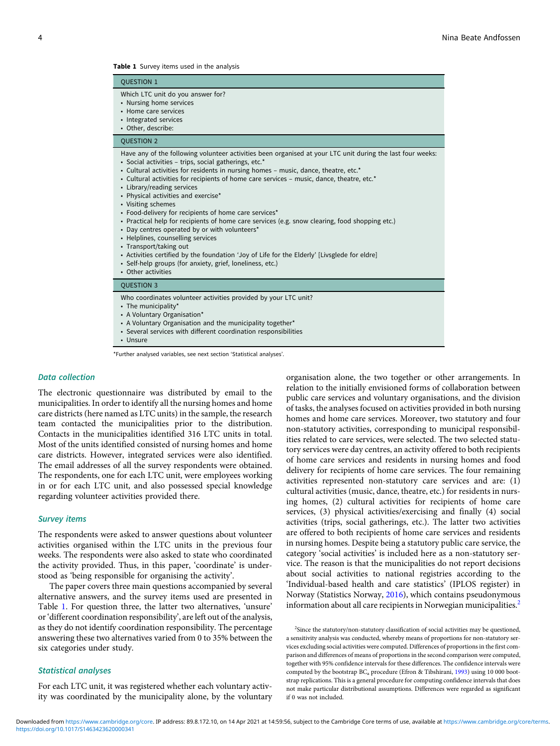**Table 1** Survey items used in the analysis

| QUESTION 1 |
| --- |
| Which LTC unit do you answer for?<br>• Nursing home services<br>• Home care services<br>• Integrated services<br>• Other, describe: |
| **QUESTION 2** |
| Have any of the following volunteer activities been organised at your LTC unit during the last four weeks:<br>• Social activities – trips, social gatherings, etc.*<br>• Cultural activities for residents in nursing homes – music, dance, theatre, etc.*<br>• Cultural activities for recipients of home care services – music, dance, theatre, etc.*<br>• Library/reading services<br>• Physical activities and exercise*<br>• Visiting schemes<br>• Food-delivery for recipients of home care services*<br>• Practical help for recipients of home care services (e.g. snow clearing, food shopping etc.)<br>• Day centres operated by or with volunteers*<br>• Helplines, counselling services<br>• Transport/taking out<br>• Activities certified by the foundation 'Joy of Life for the Elderly' [Livsglede for eldre]<br>• Self-help groups (for anxiety, grief, loneliness, etc.)<br>• Other activities |
| **QUESTION 3** |
| Who coordinates volunteer activities provided by your LTC unit?<br>• The municipality*<br>• A Voluntary Organisation*<br>• A Voluntary Organisation and the municipality together*<br>• Several services with different coordination responsibilities<br>• Unsure |

*Further analysed variables, see next section 'Statistical analyses'.

### Data collection

The electronic questionnaire was distributed by email to the municipalities. In order to identify all the nursing homes and home care districts (here named as LTC units) in the sample, the research team contacted the municipalities prior to the distribution. Contacts in the municipalities identified 316 LTC units in total. Most of the units identified consisted of nursing homes and home care districts. However, integrated services were also identified. The email addresses of all the survey respondents were obtained. The respondents, one for each LTC unit, were employees working in or for each LTC unit, and also possessed special knowledge regarding volunteer activities provided there.

### Survey items

The respondents were asked to answer questions about volunteer activities organised within the LTC units in the previous four weeks. The respondents were also asked to state who coordinated the activity provided. Thus, in this paper, 'coordinate' is understood as 'being responsible for organising the activity'.

The paper covers three main questions accompanied by several alternative answers, and the survey items used are presented in Table 1. For question three, the latter two alternatives, 'unsure' or 'different coordination responsibility', are left out of the analysis, as they do not identify coordination responsibility. The percentage answering these two alternatives varied from 0 to 35% between the six categories under study.

### Statistical analyses

For each LTC unit, it was registered whether each voluntary activity was coordinated by the municipality alone, by the voluntary organisation alone, the two together or other arrangements. In relation to the initially envisioned forms of collaboration between public care services and voluntary organisations, and the division of tasks, the analyses focused on activities provided in both nursing homes and home care services. Moreover, two statutory and four non-statutory activities, corresponding to municipal responsibilities related to care services, were selected. The two selected statutory services were day centres, an activity offered to both recipients of home care services and residents in nursing homes and food delivery for recipients of home care services. The four remaining activities represented non-statutory care services and are: (1) cultural activities (music, dance, theatre, etc.) for residents in nursing homes, (2) cultural activities for recipients of home care services, (3) physical activities/exercising and finally (4) social activities (trips, social gatherings, etc.). The latter two activities are offered to both recipients of home care services and residents in nursing homes. Despite being a statutory public care service, the category 'social activities' is included here as a non-statutory service. The reason is that the municipalities do not report decisions about social activities to national registries according to the 'Individual-based health and care statistics' (IPLOS register) in Norway (Statistics Norway, 2016), which contains pseudonymous information about all care recipients in Norwegian municipalities.[2]

[2]Since the statutory/non-statutory classification of social activities may be questioned, a sensitivity analysis was conducted, whereby means of proportions for non-statutory services excluding social activities were computed. Differences of proportions in the first comparison and differences of means of proportions in the second comparison were computed, together with 95% confidence intervals for these differences. The confidence intervals were computed by the bootstrap $BC_a$ procedure (Efron & Tibshirani, 1993) using 10 000 bootstrap replications. This is a general procedure for computing confidence intervals that does not make particular distributional assumptions. Differences were regarded as significant if 0 was not included.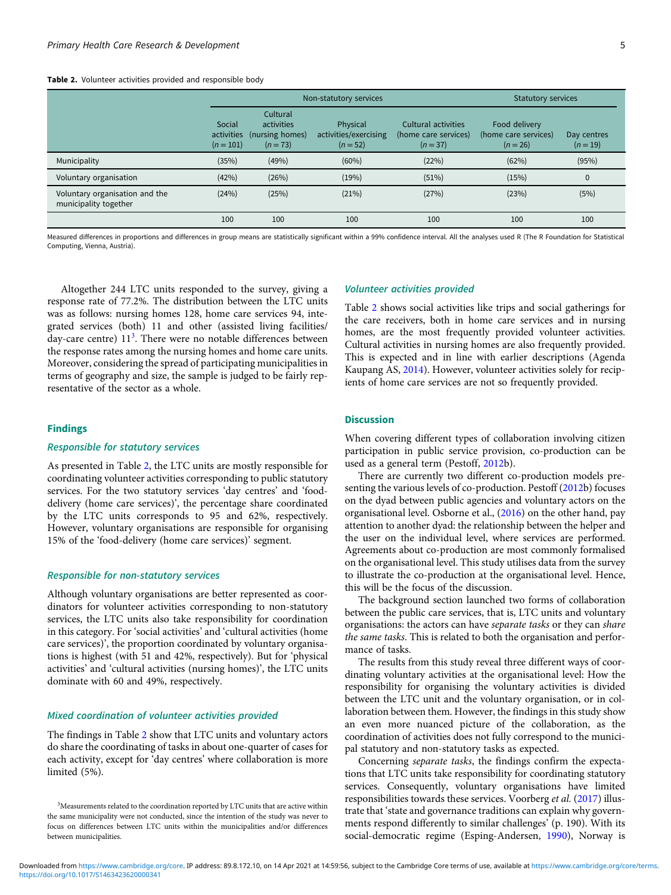Table 2. Volunteer activities provided and responsible body

| | Non-statutory services | | | | Statutory services | |
|---|---|---|---|---|---|---|
| | Social activities (n = 101) | Cultural activities (nursing homes) (n = 73) | Physical activities/exercising (n = 52) | Cultural activities (home care services) (n = 37) | Food delivery (home care services) (n = 26) | Day centres (n = 19) |
| Municipality | (35%) | (49%) | (60%) | (22%) | (62%) | (95%) |
| Voluntary organisation | (42%) | (26%) | (19%) | (51%) | (15%) | 0 |
| Voluntary organisation and the municipality together | (24%) | (25%) | (21%) | (27%) | (23%) | (5%) |
| | 100 | 100 | 100 | 100 | 100 | 100 |

Measured differences in proportions and differences in group means are statistically significant within a 99% confidence interval. All the analyses used R (The R Foundation for Statistical Computing, Vienna, Austria).

Altogether 244 LTC units responded to the survey, giving a response rate of 77.2%. The distribution between the LTC units was as follows: nursing homes 128, home care services 94, integrated services (both) 11 and other (assisted living facilities/day-care centre) 11[3]. There were no notable differences between the response rates among the nursing homes and home care units. Moreover, considering the spread of participating municipalities in terms of geography and size, the sample is judged to be fairly representative of the sector as a whole.

## Findings

### *Responsible for statutory services*

As presented in Table 2, the LTC units are mostly responsible for coordinating volunteer activities corresponding to public statutory services. For the two statutory services 'day centres' and 'food-delivery (home care services)', the percentage share coordinated by the LTC units corresponds to 95 and 62%, respectively. However, voluntary organisations are responsible for organising 15% of the 'food-delivery (home care services)' segment.

### *Responsible for non-statutory services*

Although voluntary organisations are better represented as coordinators for volunteer activities corresponding to non-statutory services, the LTC units also take responsibility for coordination in this category. For 'social activities' and 'cultural activities (home care services)', the proportion coordinated by voluntary organisations is highest (with 51 and 42%, respectively). But for 'physical activities' and 'cultural activities (nursing homes)', the LTC units dominate with 60 and 49%, respectively.

### *Mixed coordination of volunteer activities provided*

The findings in Table 2 show that LTC units and voluntary actors do share the coordinating of tasks in about one-quarter of cases for each activity, except for 'day centres' where collaboration is more limited (5%).

[3]Measurements related to the coordination reported by LTC units that are active within the same municipality were not conducted, since the intention of the study was never to focus on differences between LTC units within the municipalities and/or differences between municipalities.

### *Volunteer activities provided*

Table 2 shows social activities like trips and social gatherings for the care receivers, both in home care services and in nursing homes, are the most frequently provided volunteer activities. Cultural activities in nursing homes are also frequently provided. This is expected and in line with earlier descriptions (Agenda Kaupang AS, 2014). However, volunteer activities solely for recipients of home care services are not so frequently provided.

## Discussion

When covering different types of collaboration involving citizen participation in public service provision, co-production can be used as a general term (Pestoff, 2012b).

There are currently two different co-production models presenting the various levels of co-production. Pestoff (2012b) focuses on the dyad between public agencies and voluntary actors on the organisational level. Osborne et al., (2016) on the other hand, pay attention to another dyad: the relationship between the helper and the user on the individual level, where services are performed. Agreements about co-production are most commonly formalised on the organisational level. This study utilises data from the survey to illustrate the co-production at the organisational level. Hence, this will be the focus of the discussion.

The background section launched two forms of collaboration between the public care services, that is, LTC units and voluntary organisations: the actors can have *separate tasks* or they can *share the same tasks*. This is related to both the organisation and performance of tasks.

The results from this study reveal three different ways of coordinating voluntary activities at the organisational level: How the responsibility for organising the voluntary activities is divided between the LTC unit and the voluntary organisation, or in collaboration between them. However, the findings in this study show an even more nuanced picture of the collaboration, as the coordination of activities does not fully correspond to the municipal statutory and non-statutory tasks as expected.

Concerning *separate tasks*, the findings confirm the expectations that LTC units take responsibility for coordinating statutory services. Consequently, voluntary organisations have limited responsibilities towards these services. Voorberg *et al.* (2017) illustrate that 'state and governance traditions can explain why governments respond differently to similar challenges' (p. 190). With its social-democratic regime (Esping-Andersen, 1990), Norway is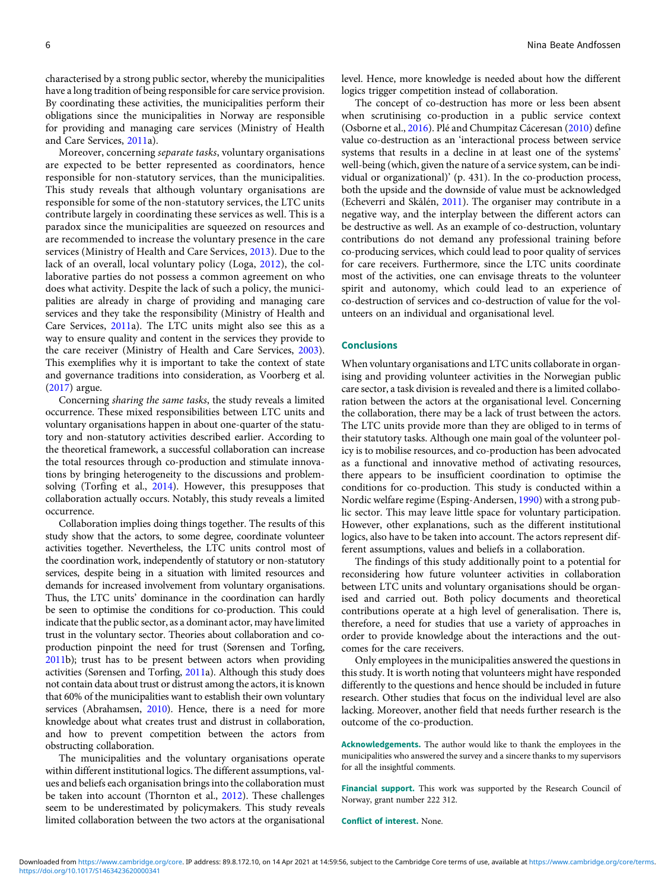characterised by a strong public sector, whereby the municipalities have a long tradition of being responsible for care service provision. By coordinating these activities, the municipalities perform their obligations since the municipalities in Norway are responsible for providing and managing care services (Ministry of Health and Care Services, 2011a).

Moreover, concerning *separate tasks*, voluntary organisations are expected to be better represented as coordinators, hence responsible for non-statutory services, than the municipalities. This study reveals that although voluntary organisations are responsible for some of the non-statutory services, the LTC units contribute largely in coordinating these services as well. This is a paradox since the municipalities are squeezed on resources and are recommended to increase the voluntary presence in the care services (Ministry of Health and Care Services, 2013). Due to the lack of an overall, local voluntary policy (Loga, 2012), the collaborative parties do not possess a common agreement on who does what activity. Despite the lack of such a policy, the municipalities are already in charge of providing and managing care services and they take the responsibility (Ministry of Health and Care Services, 2011a). The LTC units might also see this as a way to ensure quality and content in the services they provide to the care receiver (Ministry of Health and Care Services, 2003). This exemplifies why it is important to take the context of state and governance traditions into consideration, as Voorberg et al. (2017) argue.

Concerning *sharing the same tasks*, the study reveals a limited occurrence. These mixed responsibilities between LTC units and voluntary organisations happen in about one-quarter of the statutory and non-statutory activities described earlier. According to the theoretical framework, a successful collaboration can increase the total resources through co-production and stimulate innovations by bringing heterogeneity to the discussions and problem-solving (Torfing et al., 2014). However, this presupposes that collaboration actually occurs. Notably, this study reveals a limited occurrence.

Collaboration implies doing things together. The results of this study show that the actors, to some degree, coordinate volunteer activities together. Nevertheless, the LTC units control most of the coordination work, independently of statutory or non-statutory services, despite being in a situation with limited resources and demands for increased involvement from voluntary organisations. Thus, the LTC units' dominance in the coordination can hardly be seen to optimise the conditions for co-production. This could indicate that the public sector, as a dominant actor, may have limited trust in the voluntary sector. Theories about collaboration and co-production pinpoint the need for trust (Sørensen and Torfing, 2011b); trust has to be present between actors when providing activities (Sørensen and Torfing, 2011a). Although this study does not contain data about trust or distrust among the actors, it is known that 60% of the municipalities want to establish their own voluntary services (Abrahamsen, 2010). Hence, there is a need for more knowledge about what creates trust and distrust in collaboration, and how to prevent competition between the actors from obstructing collaboration.

The municipalities and the voluntary organisations operate within different institutional logics. The different assumptions, values and beliefs each organisation brings into the collaboration must be taken into account (Thornton et al., 2012). These challenges seem to be underestimated by policymakers. This study reveals limited collaboration between the two actors at the organisational level. Hence, more knowledge is needed about how the different logics trigger competition instead of collaboration.

The concept of co-destruction has more or less been absent when scrutinising co-production in a public service context (Osborne et al., 2016). Plé and Chumpitaz Cáceresan (2010) define value co-destruction as an 'interactional process between service systems that results in a decline in at least one of the systems' well-being (which, given the nature of a service system, can be individual or organizational)' (p. 431). In the co-production process, both the upside and the downside of value must be acknowledged (Echeverri and Skålén, 2011). The organiser may contribute in a negative way, and the interplay between the different actors can be destructive as well. As an example of co-destruction, voluntary contributions do not demand any professional training before co-producing services, which could lead to poor quality of services for care receivers. Furthermore, since the LTC units coordinate most of the activities, one can envisage threats to the volunteer spirit and autonomy, which could lead to an experience of co-destruction of services and co-destruction of value for the volunteers on an individual and organisational level.

## Conclusions

When voluntary organisations and LTC units collaborate in organising and providing volunteer activities in the Norwegian public care sector, a task division is revealed and there is a limited collaboration between the actors at the organisational level. Concerning the collaboration, there may be a lack of trust between the actors. The LTC units provide more than they are obliged to in terms of their statutory tasks. Although one main goal of the volunteer policy is to mobilise resources, and co-production has been advocated as a functional and innovative method of activating resources, there appears to be insufficient coordination to optimise the conditions for co-production. This study is conducted within a Nordic welfare regime (Esping-Andersen, 1990) with a strong public sector. This may leave little space for voluntary participation. However, other explanations, such as the different institutional logics, also have to be taken into account. The actors represent different assumptions, values and beliefs in a collaboration.

The findings of this study additionally point to a potential for reconsidering how future volunteer activities in collaboration between LTC units and voluntary organisations should be organised and carried out. Both policy documents and theoretical contributions operate at a high level of generalisation. There is, therefore, a need for studies that use a variety of approaches in order to provide knowledge about the interactions and the outcomes for the care receivers.

Only employees in the municipalities answered the questions in this study. It is worth noting that volunteers might have responded differently to the questions and hence should be included in future research. Other studies that focus on the individual level are also lacking. Moreover, another field that needs further research is the outcome of the co-production.

**Acknowledgements.** The author would like to thank the employees in the municipalities who answered the survey and a sincere thanks to my supervisors for all the insightful comments.

**Financial support.** This work was supported by the Research Council of Norway, grant number 222 312.

**Conflict of interest.** None.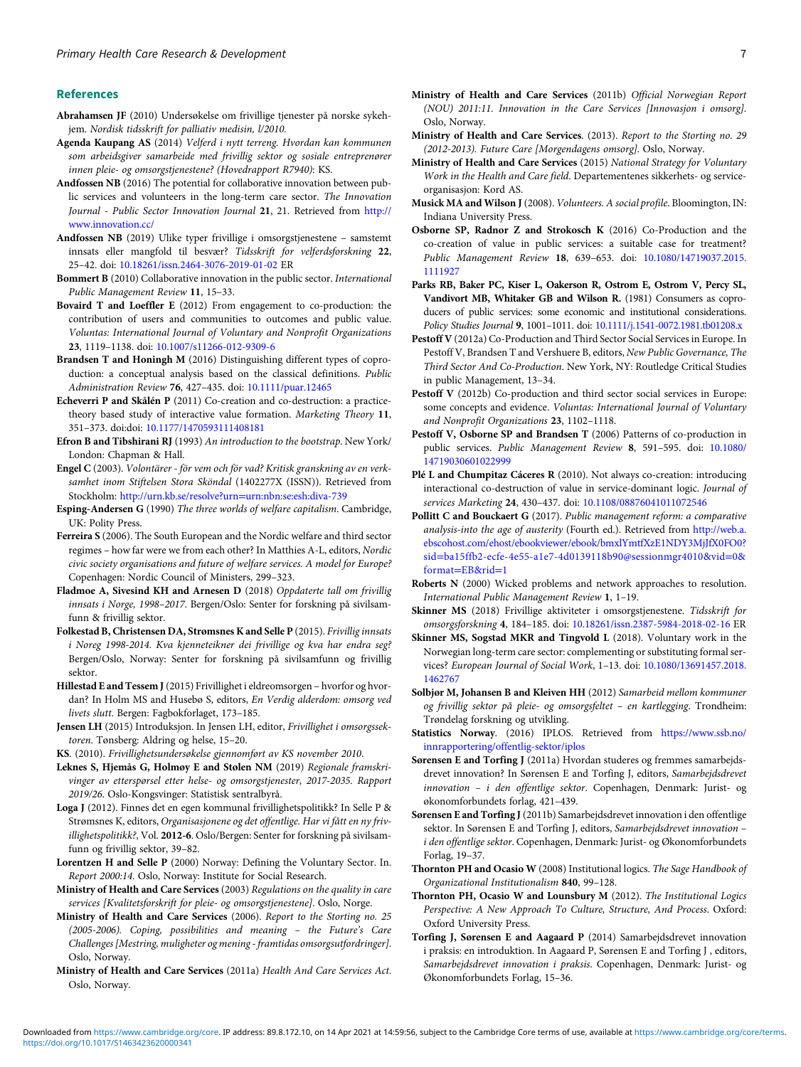## References

**Abrahamsen JF** (2010) Undersøkelse om frivillige tjenester på norske sykehjem. *Nordisk tidsskrift for palliativ medisin, l/2010.*

**Agenda Kaupang AS** (2014) *Velferd i nytt terreng. Hvordan kan kommunen som arbeidsgiver samarbeide med frivillig sektor og sosiale entreprenører innen pleie- og omsorgstjenestene? (Hovedrapport R7940)*: KS.

**Andfossen NB** (2016) The potential for collaborative innovation between public services and volunteers in the long-term care sector. *The Innovation Journal - Public Sector Innovation Journal* **21**, 21. Retrieved from http://www.innovation.cc/

**Andfossen NB** (2019) Ulike typer frivillige i omsorgstjenestene – samstemt innsats eller mangfold til besvær? *Tidsskrift for velferdsforskning* **22**, 25–42. doi: 10.18261/issn.2464-3076-2019-01-02 ER

**Bommert B** (2010) Collaborative innovation in the public sector. *International Public Management Review* **11**, 15–33.

**Bovaird T and Loeffler E** (2012) From engagement to co-production: the contribution of users and communities to outcomes and public value. *Voluntas: International Journal of Voluntary and Nonprofit Organizations* **23**, 1119–1138. doi: 10.1007/s11266-012-9309-6

**Brandsen T and Honingh M** (2016) Distinguishing different types of coproduction: a conceptual analysis based on the classical definitions. *Public Administration Review* **76**, 427–435. doi: 10.1111/puar.12465

**Echeverri P and Skålén P** (2011) Co-creation and co-destruction: a practice-theory based study of interactive value formation. *Marketing Theory* **11**, 351–373. doi:doi: 10.1177/1470593111408181

**Efron B and Tibshirani RJ** (1993) *An introduction to the bootstrap*. New York/London: Chapman & Hall.

**Engel C** (2003). *Volontärer - för vem och för vad? Kritisk granskning av en verksamhet inom Stiftelsen Stora Sköndal* (1402277X (ISSN)). Retrieved from Stockholm: http://urn.kb.se/resolve?urn=urn:nbn:se:esh:diva-739

**Esping-Andersen G** (1990) *The three worlds of welfare capitalism*. Cambridge, UK: Polity Press.

**Ferreira S** (2006). The South European and the Nordic welfare and third sector regimes – how far were we from each other? In Matthies A-L, editors, *Nordic civic society organisations and future of welfare services. A model for Europe?* Copenhagen: Nordic Council of Ministers, 299–323.

**Fladmoe A, Sivesind KH and Arnesen D** (2018) *Oppdaterte tall om frivillig innsats i Norge, 1998–2017*. Bergen/Oslo: Senter for forskning på sivilsamfunn & frivillig sektor.

**Folkestad B, Christensen DA, Strømsnes K and Selle P** (2015). *Frivillig innsats i Noreg 1998-2014. Kva kjenneteikner dei frivillige og kva har endra seg?* Bergen/Oslo, Norway: Senter for forskning på sivilsamfunn og frivillig sektor.

**Hillestad E and Tessem J** (2015) Frivillighet i eldreomsorgen – hvorfor og hvordan? In Holm MS and Husebø S, editors, *En Verdig alderdom: omsorg ved livets slutt*. Bergen: Fagbokforlaget, 173–185.

**Jensen LH** (2015) Introduksjon. In Jensen LH, editor, *Frivillighet i omsorgssektoren*. Tønsberg: Aldring og helse, 15–20.

**KS**. (2010). *Frivillighetsundersøkelse gjennomført av KS november 2010*.

**Leknes S, Hjemås G, Holmøy E and Stølen NM** (2019) *Regionale framskrivinger av etterspørsel etter helse- og omsorgstjenester, 2017-2035. Rapport 2019/26*. Oslo-Kongsvinger: Statistisk sentralbyrå.

**Loga J** (2012). Finnes det en egen kommunal frivillighetspolitikk? In Selle P & Strømsnes K, editors, *Organisasjonene og det offentlige. Har vi fått en ny frivillighetspolitikk?*, Vol. **2012-6**. Oslo/Bergen: Senter for forskning på sivilsamfunn og frivillig sektor, 39–82.

**Lorentzen H and Selle P** (2000) Norway: Defining the Voluntary Sector. In. *Report 2000:14*. Oslo, Norway: Institute for Social Research.

**Ministry of Health and Care Services** (2003) *Regulations on the quality in care services [Kvalitetsforskrift for pleie- og omsorgstjenestene]*. Oslo, Norge.

**Ministry of Health and Care Services** (2006). *Report to the Storting no. 25 (2005-2006). Coping, possibilities and meaning – the Future's Care Challenges [Mestring, muligheter og mening - framtidas omsorgsutfordringer]*. Oslo, Norway.

**Ministry of Health and Care Services** (2011a) *Health And Care Services Act*. Oslo, Norway.

**Ministry of Health and Care Services** (2011b) *Official Norwegian Report (NOU) 2011:11. Innovation in the Care Services [Innovasjon i omsorg]*. Oslo, Norway.

**Ministry of Health and Care Services**. (2013). *Report to the Storting no. 29 (2012-2013). Future Care [Morgendagens omsorg]*. Oslo, Norway.

**Ministry of Health and Care Services** (2015) *National Strategy for Voluntary Work in the Health and Care field*. Departementenes sikkerhets- og serviceorganisasjon: Kord AS.

**Musick MA and Wilson J** (2008). *Volunteers. A social profile*. Bloomington, IN: Indiana University Press.

**Osborne SP, Radnor Z and Strokosch K** (2016) Co-Production and the co-creation of value in public services: a suitable case for treatment? *Public Management Review* **18**, 639–653. doi: 10.1080/14719037.2015.1111927

**Parks RB, Baker PC, Kiser L, Oakerson R, Ostrom E, Ostrom V, Percy SL, Vandivort MB, Whitaker GB and Wilson R.** (1981) Consumers as coproducers of public services: some economic and institutional considerations. *Policy Studies Journal* **9**, 1001–1011. doi: 10.1111/j.1541-0072.1981.tb01208.x

**Pestoff V** (2012a) Co-Production and Third Sector Social Services in Europe. In Pestoff V, Brandsen T and Vershuere B, editors, *New Public Governance, The Third Sector And Co-Production*. New York, NY: Routledge Critical Studies in Public Management, 13–34.

**Pestoff V** (2012b) Co-production and third sector social services in Europe: some concepts and evidence. *Voluntas: International Journal of Voluntary and Nonprofit Organizations* **23**, 1102–1118.

**Pestoff V, Osborne SP and Brandsen T** (2006) Patterns of co-production in public services. *Public Management Review* **8**, 591–595. doi: 10.1080/14719030601022999

**Plé L and Chumpitaz Cáceres R** (2010). Not always co-creation: introducing interactional co-destruction of value in service-dominant logic. *Journal of services Marketing* **24**, 430–437. doi: 10.1108/08876041011072546

**Pollitt C and Bouckaert G** (2017). *Public management reform: a comparative analysis-into the age of austerity* (Fourth ed.). Retrieved from http://web.a.ebscohost.com/ehost/ebookviewer/ebook/bmxlYmtfXzE1NDY3MjJfX0FO0?sid=ba15ffb2-ecfe-4e55-a1e7-4d0139118b90@sessionmgr4010&vid=0&format=EB&rid=1

**Roberts N** (2000) Wicked problems and network approaches to resolution. *International Public Management Review* **1**, 1–19.

**Skinner MS** (2018) Frivillige aktiviteter i omsorgstjenestene. *Tidsskrift for omsorgsforskning* **4**, 184–185. doi: 10.18261/issn.2387-5984-2018-02-16 ER

**Skinner MS, Sogstad MKR and Tingvold L** (2018). Voluntary work in the Norwegian long-term care sector: complementing or substituting formal services? *European Journal of Social Work*, 1–13. doi: 10.1080/13691457.2018.1462767

**Solbjør M, Johansen B and Kleiven HH** (2012) *Samarbeid mellom kommuner og frivillig sektor på pleie- og omsorgsfeltet – en kartlegging*. Trondheim: Trøndelag forskning og utvikling.

**Statistics Norway**. (2016) IPLOS. Retrieved from https://www.ssb.no/innrapportering/offentlig-sektor/iplos

**Sørensen E and Torfing J** (2011a) Hvordan studeres og fremmes samarbejdsdrevet innovation? In Sørensen E and Torfing J, editors, *Samarbejdsdrevet innovation – i den offentlige sektor*. Copenhagen, Denmark: Jurist- og økonomforbundets forlag, 421–439.

**Sørensen E and Torfing J** (2011b) Samarbejdsdrevet innovation i den offentlige sektor. In Sørensen E and Torfing J, editors, *Samarbejdsdrevet innovation – i den offentlige sektor*. Copenhagen, Denmark: Jurist- og Økonomforbundets Forlag, 19–37.

**Thornton PH and Ocasio W** (2008) Institutional logics. *The Sage Handbook of Organizational Institutionalism* **840**, 99–128.

**Thornton PH, Ocasio W and Lounsbury M** (2012). *The Institutional Logics Perspective: A New Approach To Culture, Structure, And Process*. Oxford: Oxford University Press.

**Torfing J, Sørensen E and Aagaard P** (2014) Samarbejdsdrevet innovation i praksis: en introduktion. In Aagaard P, Sørensen E and Torfing J , editors, *Samarbejdsdrevet innovation i praksis*. Copenhagen, Denmark: Jurist- og Økonomforbundets Forlag, 15–36.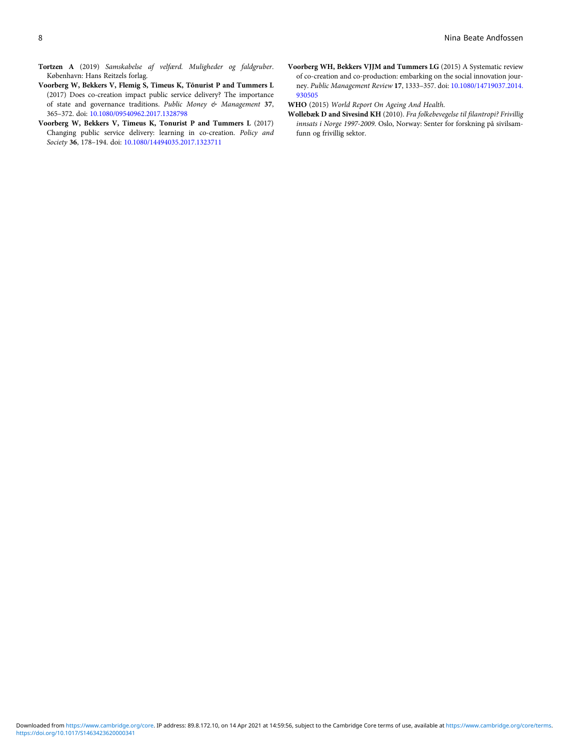**Tortzen A** (2019) *Samskabelse af velfærd. Muligheder og faldgruber*. København: Hans Reitzels forlag.

**Voorberg W, Bekkers V, Flemig S, Timeus K, Tõnurist P and Tummers L** (2017) Does co-creation impact public service delivery? The importance of state and governance traditions. *Public Money & Management* **37**, 365–372. doi: 10.1080/09540962.2017.1328798

**Voorberg W, Bekkers V, Timeus K, Tonurist P and Tummers L** (2017) Changing public service delivery: learning in co-creation. *Policy and Society* **36**, 178–194. doi: 10.1080/14494035.2017.1323711

**Voorberg WH, Bekkers VJJM and Tummers LG** (2015) A Systematic review of co-creation and co-production: embarking on the social innovation journey. *Public Management Review* **17**, 1333–357. doi: 10.1080/14719037.2014.930505

**WHO** (2015) *World Report On Ageing And Health*.

**Wollebæk D and Sivesind KH** (2010). *Fra folkebevegelse til filantropi? Frivillig innsats i Norge 1997-2009*. Oslo, Norway: Senter for forskning på sivilsamfunn og frivillig sektor.